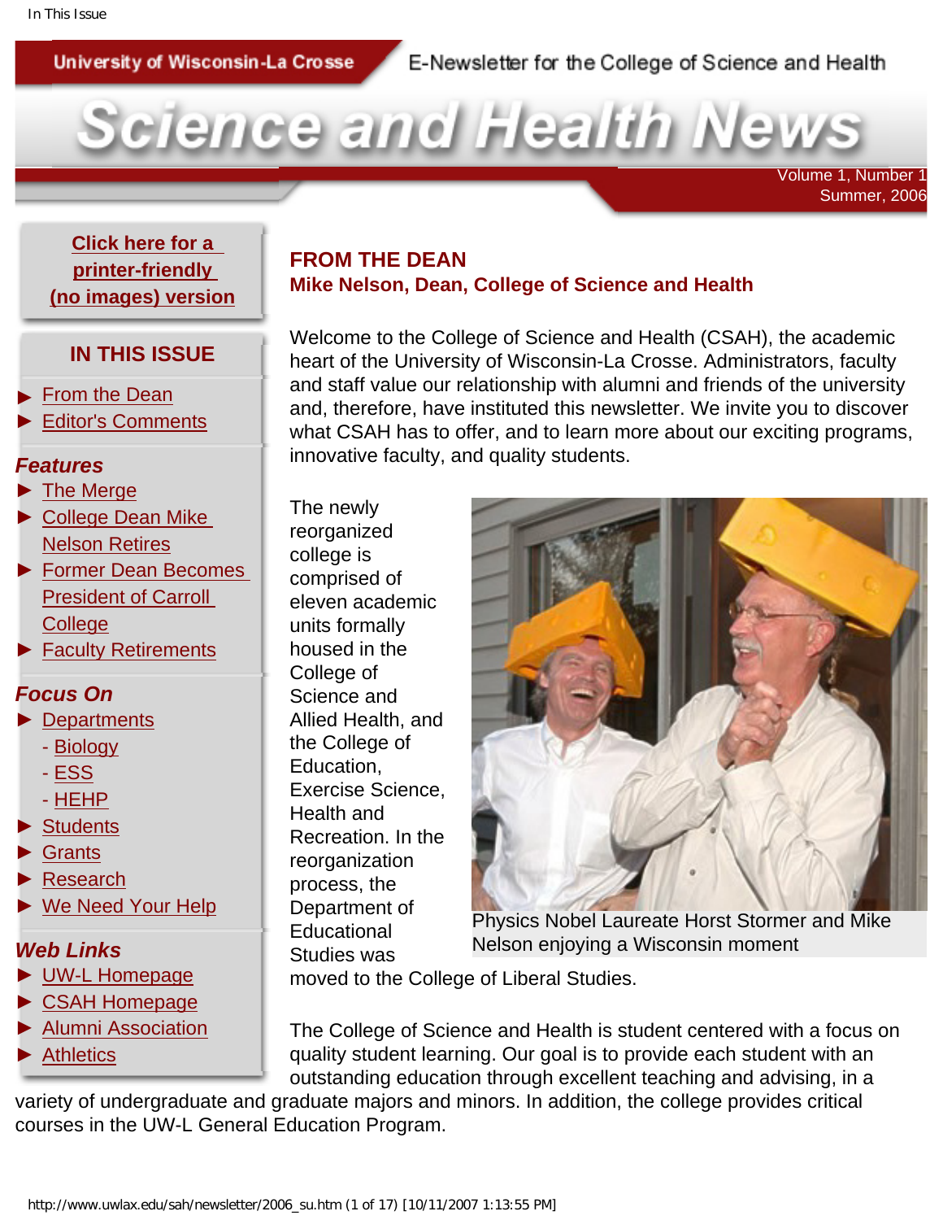University of Wisconsin-La Crosse

E-Newsletter for the College of Science and Health

# Science and Health News

Volume 1, Number 1
Summer, 2006

Click here for a printer-friendly (no images) version

**IN THIS ISSUE**

- From the Dean
- Editor's Comments

***Features***

- The Merge
- College Dean Mike Nelson Retires
- Former Dean Becomes President of Carroll College
- Faculty Retirements

***Focus On***

- Departments
  - Biology
  - ESS
  - HEHP
- Students
- Grants
- Research
- We Need Your Help

***Web Links***

- UW-L Homepage
- CSAH Homepage
- Alumni Association
- Athletics

## FROM THE DEAN

**Mike Nelson, Dean, College of Science and Health**

Welcome to the College of Science and Health (CSAH), the academic heart of the University of Wisconsin-La Crosse. Administrators, faculty and staff value our relationship with alumni and friends of the university and, therefore, have instituted this newsletter. We invite you to discover what CSAH has to offer, and to learn more about our exciting programs, innovative faculty, and quality students.

The newly reorganized college is comprised of eleven academic units formally housed in the College of Science and Allied Health, and the College of Education, Exercise Science, Health and Recreation. In the reorganization process, the Department of Educational Studies was moved to the College of Liberal Studies.

Physics Nobel Laureate Horst Stormer and Mike Nelson enjoying a Wisconsin moment

The College of Science and Health is student centered with a focus on quality student learning. Our goal is to provide each student with an outstanding education through excellent teaching and advising, in a variety of undergraduate and graduate majors and minors. In addition, the college provides critical courses in the UW-L General Education Program.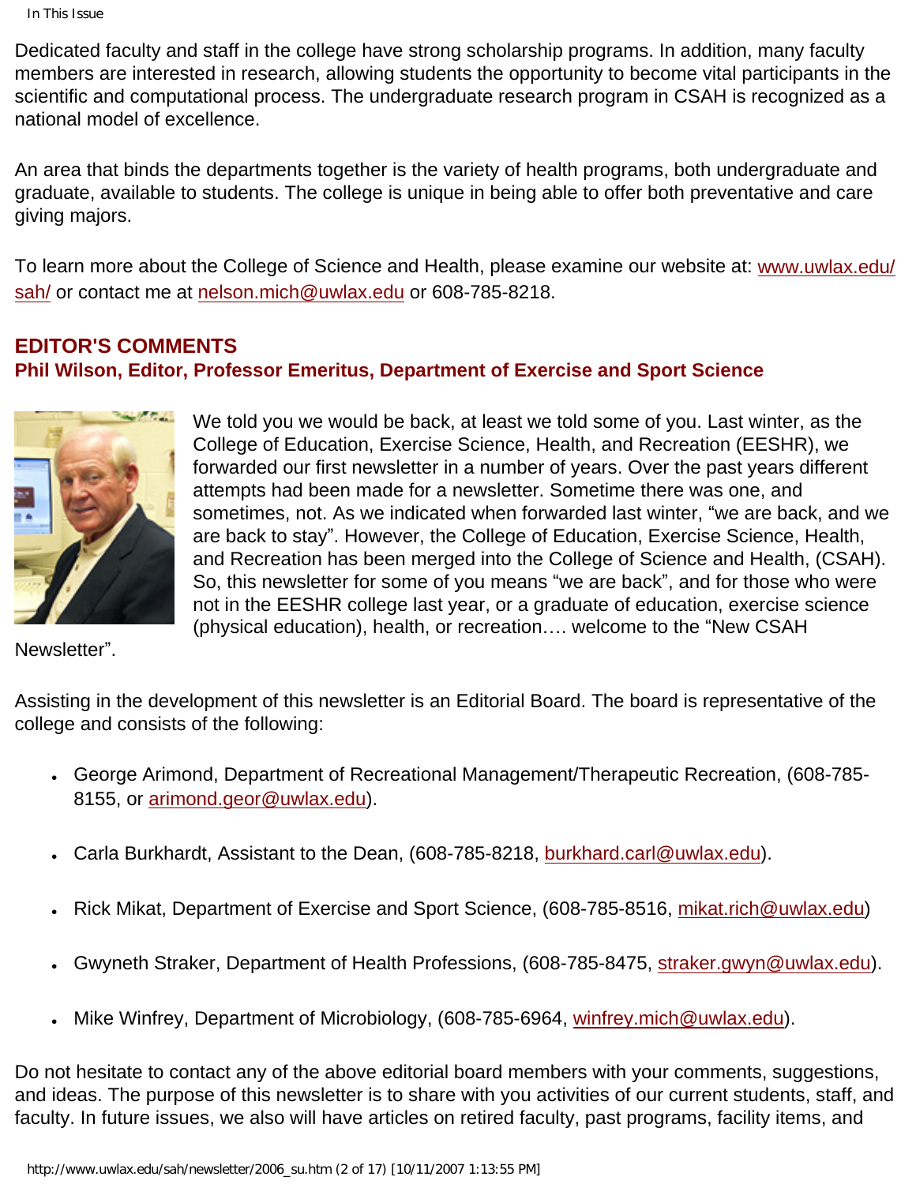Dedicated faculty and staff in the college have strong scholarship programs. In addition, many faculty members are interested in research, allowing students the opportunity to become vital participants in the scientific and computational process. The undergraduate research program in CSAH is recognized as a national model of excellence.

An area that binds the departments together is the variety of health programs, both undergraduate and graduate, available to students. The college is unique in being able to offer both preventative and care giving majors.

To learn more about the College of Science and Health, please examine our website at: [www.uwlax.edu/sah/](http://www.uwlax.edu/sah/) or contact me at [nelson.mich@uwlax.edu](mailto:nelson.mich@uwlax.edu) or 608-785-8218.

## EDITOR'S COMMENTS

### Phil Wilson, Editor, Professor Emeritus, Department of Exercise and Sport Science

We told you we would be back, at least we told some of you. Last winter, as the College of Education, Exercise Science, Health, and Recreation (EESHR), we forwarded our first newsletter in a number of years. Over the past years different attempts had been made for a newsletter. Sometime there was one, and sometimes, not. As we indicated when forwarded last winter, "we are back, and we are back to stay". However, the College of Education, Exercise Science, Health, and Recreation has been merged into the College of Science and Health, (CSAH). So, this newsletter for some of you means "we are back", and for those who were not in the EESHR college last year, or a graduate of education, exercise science (physical education), health, or recreation…. welcome to the "New CSAH Newsletter".

Assisting in the development of this newsletter is an Editorial Board. The board is representative of the college and consists of the following:

- George Arimond, Department of Recreational Management/Therapeutic Recreation, (608-785-8155, or [arimond.geor@uwlax.edu](mailto:arimond.geor@uwlax.edu)).
- Carla Burkhardt, Assistant to the Dean, (608-785-8218, [burkhard.carl@uwlax.edu](mailto:burkhard.carl@uwlax.edu)).
- Rick Mikat, Department of Exercise and Sport Science, (608-785-8516, [mikat.rich@uwlax.edu](mailto:mikat.rich@uwlax.edu))
- Gwyneth Straker, Department of Health Professions, (608-785-8475, [straker.gwyn@uwlax.edu](mailto:straker.gwyn@uwlax.edu)).
- Mike Winfrey, Department of Microbiology, (608-785-6964, [winfrey.mich@uwlax.edu](mailto:winfrey.mich@uwlax.edu)).

Do not hesitate to contact any of the above editorial board members with your comments, suggestions, and ideas. The purpose of this newsletter is to share with you activities of our current students, staff, and faculty. In future issues, we also will have articles on retired faculty, past programs, facility items, and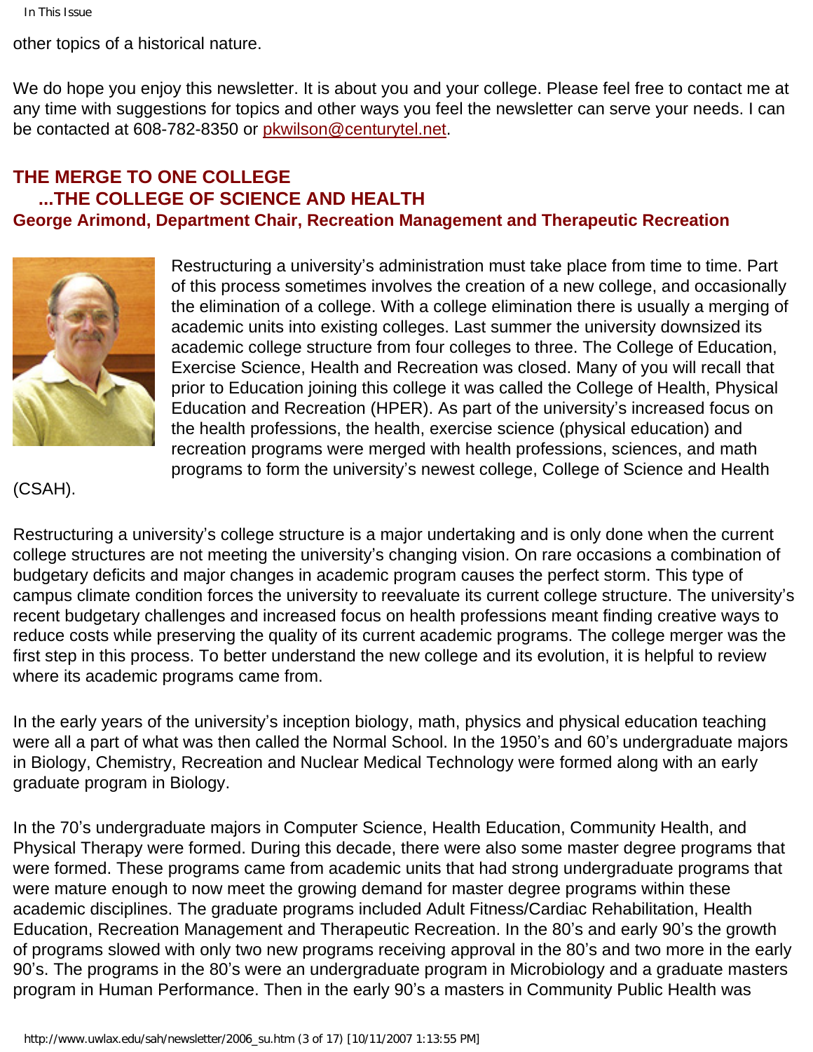other topics of a historical nature.

We do hope you enjoy this newsletter. It is about you and your college. Please feel free to contact me at any time with suggestions for topics and other ways you feel the newsletter can serve your needs. I can be contacted at 608-782-8350 or pkwilson@centurytel.net.

## THE MERGE TO ONE COLLEGE ...THE COLLEGE OF SCIENCE AND HEALTH

**George Arimond, Department Chair, Recreation Management and Therapeutic Recreation**

Restructuring a university's administration must take place from time to time. Part of this process sometimes involves the creation of a new college, and occasionally the elimination of a college. With a college elimination there is usually a merging of academic units into existing colleges. Last summer the university downsized its academic college structure from four colleges to three. The College of Education, Exercise Science, Health and Recreation was closed. Many of you will recall that prior to Education joining this college it was called the College of Health, Physical Education and Recreation (HPER). As part of the university's increased focus on the health professions, the health, exercise science (physical education) and recreation programs were merged with health professions, sciences, and math programs to form the university's newest college, College of Science and Health (CSAH).

Restructuring a university's college structure is a major undertaking and is only done when the current college structures are not meeting the university's changing vision. On rare occasions a combination of budgetary deficits and major changes in academic program causes the perfect storm. This type of campus climate condition forces the university to reevaluate its current college structure. The university's recent budgetary challenges and increased focus on health professions meant finding creative ways to reduce costs while preserving the quality of its current academic programs. The college merger was the first step in this process. To better understand the new college and its evolution, it is helpful to review where its academic programs came from.

In the early years of the university's inception biology, math, physics and physical education teaching were all a part of what was then called the Normal School. In the 1950's and 60's undergraduate majors in Biology, Chemistry, Recreation and Nuclear Medical Technology were formed along with an early graduate program in Biology.

In the 70's undergraduate majors in Computer Science, Health Education, Community Health, and Physical Therapy were formed. During this decade, there were also some master degree programs that were formed. These programs came from academic units that had strong undergraduate programs that were mature enough to now meet the growing demand for master degree programs within these academic disciplines. The graduate programs included Adult Fitness/Cardiac Rehabilitation, Health Education, Recreation Management and Therapeutic Recreation. In the 80's and early 90's the growth of programs slowed with only two new programs receiving approval in the 80's and two more in the early 90's. The programs in the 80's were an undergraduate program in Microbiology and a graduate masters program in Human Performance. Then in the early 90's a masters in Community Public Health was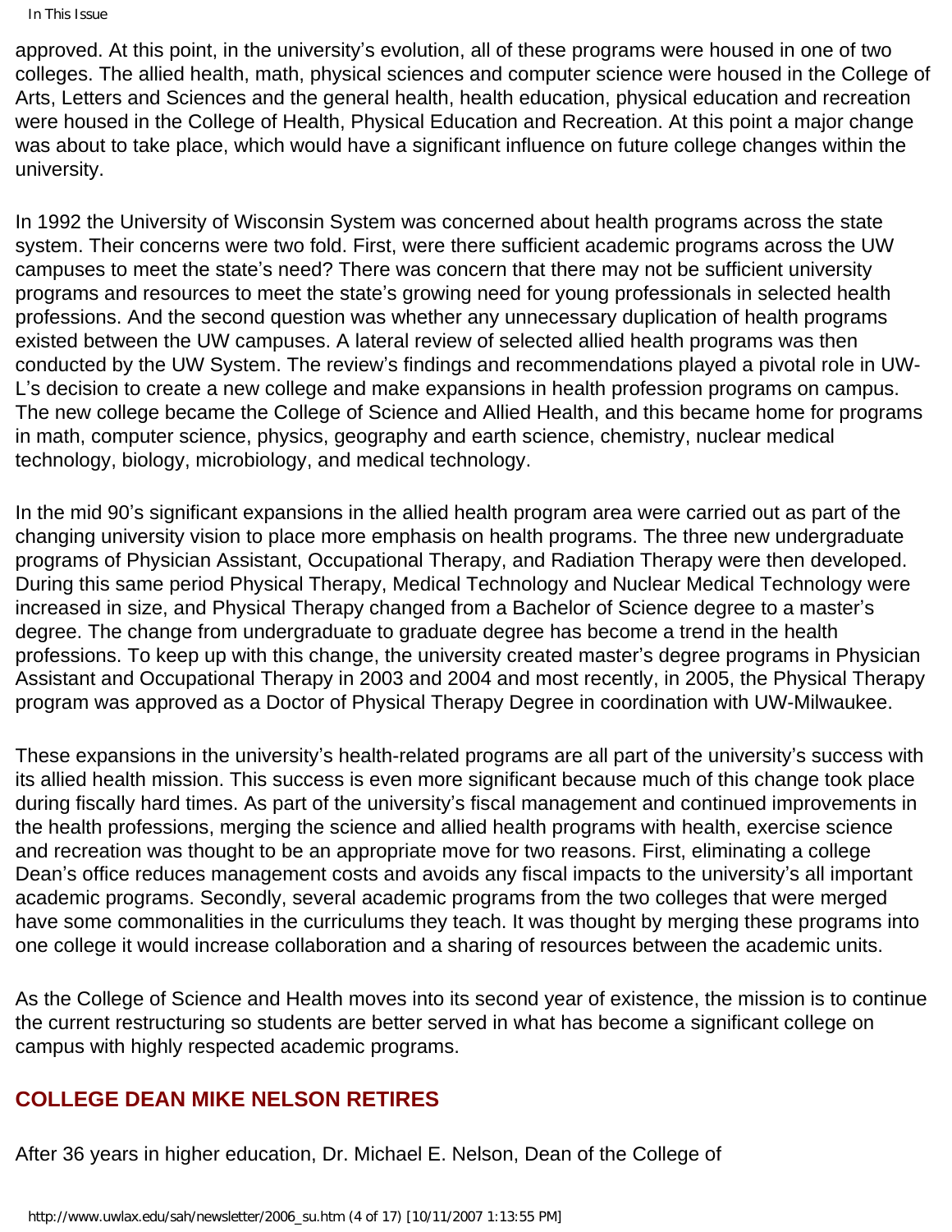approved. At this point, in the university's evolution, all of these programs were housed in one of two colleges. The allied health, math, physical sciences and computer science were housed in the College of Arts, Letters and Sciences and the general health, health education, physical education and recreation were housed in the College of Health, Physical Education and Recreation. At this point a major change was about to take place, which would have a significant influence on future college changes within the university.

In 1992 the University of Wisconsin System was concerned about health programs across the state system. Their concerns were two fold. First, were there sufficient academic programs across the UW campuses to meet the state's need? There was concern that there may not be sufficient university programs and resources to meet the state's growing need for young professionals in selected health professions. And the second question was whether any unnecessary duplication of health programs existed between the UW campuses. A lateral review of selected allied health programs was then conducted by the UW System. The review's findings and recommendations played a pivotal role in UW-L's decision to create a new college and make expansions in health profession programs on campus. The new college became the College of Science and Allied Health, and this became home for programs in math, computer science, physics, geography and earth science, chemistry, nuclear medical technology, biology, microbiology, and medical technology.

In the mid 90's significant expansions in the allied health program area were carried out as part of the changing university vision to place more emphasis on health programs. The three new undergraduate programs of Physician Assistant, Occupational Therapy, and Radiation Therapy were then developed. During this same period Physical Therapy, Medical Technology and Nuclear Medical Technology were increased in size, and Physical Therapy changed from a Bachelor of Science degree to a master's degree. The change from undergraduate to graduate degree has become a trend in the health professions. To keep up with this change, the university created master's degree programs in Physician Assistant and Occupational Therapy in 2003 and 2004 and most recently, in 2005, the Physical Therapy program was approved as a Doctor of Physical Therapy Degree in coordination with UW-Milwaukee.

These expansions in the university's health-related programs are all part of the university's success with its allied health mission. This success is even more significant because much of this change took place during fiscally hard times. As part of the university's fiscal management and continued improvements in the health professions, merging the science and allied health programs with health, exercise science and recreation was thought to be an appropriate move for two reasons. First, eliminating a college Dean's office reduces management costs and avoids any fiscal impacts to the university's all important academic programs. Secondly, several academic programs from the two colleges that were merged have some commonalities in the curriculums they teach. It was thought by merging these programs into one college it would increase collaboration and a sharing of resources between the academic units.

As the College of Science and Health moves into its second year of existence, the mission is to continue the current restructuring so students are better served in what has become a significant college on campus with highly respected academic programs.

## COLLEGE DEAN MIKE NELSON RETIRES

After 36 years in higher education, Dr. Michael E. Nelson, Dean of the College of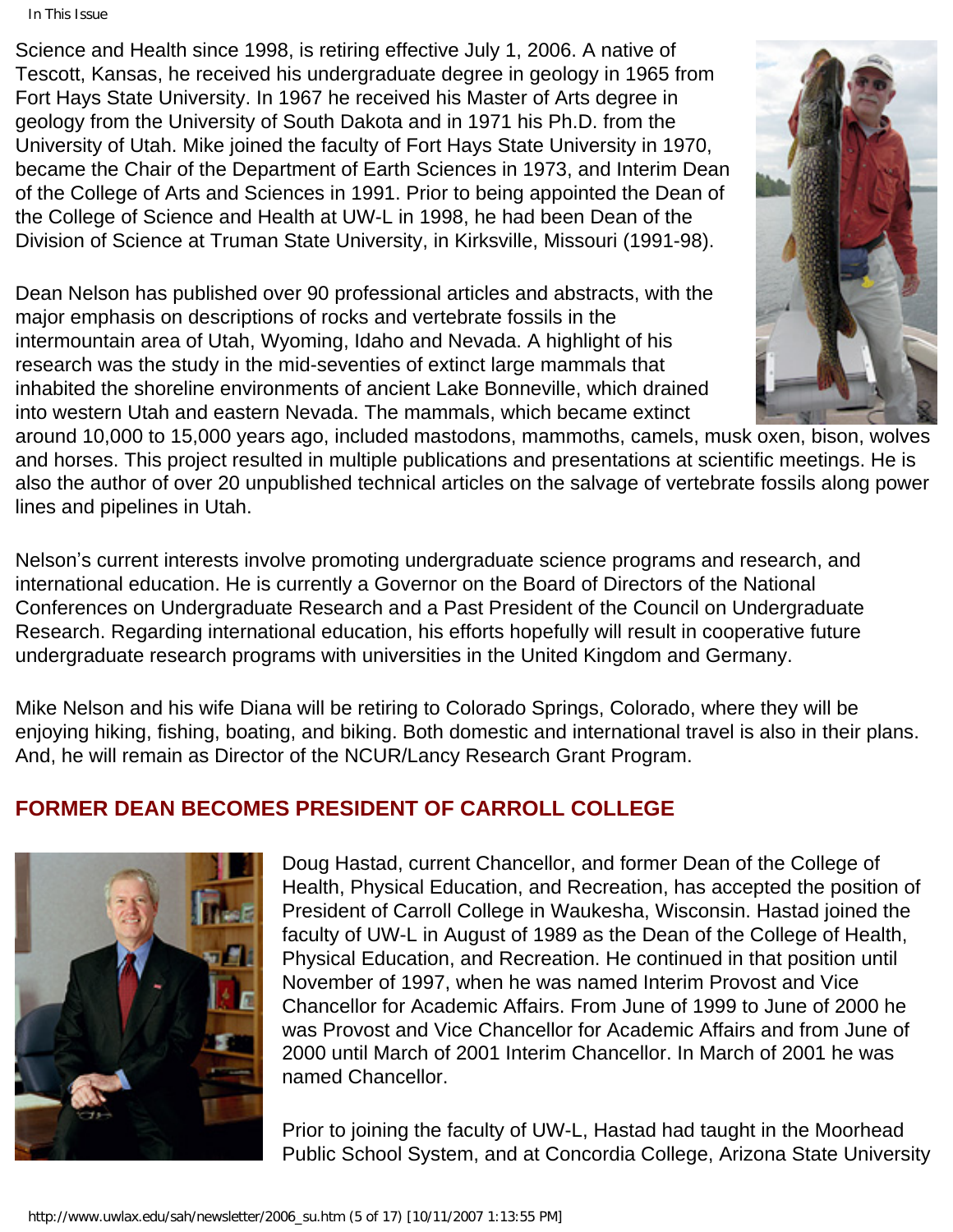Science and Health since 1998, is retiring effective July 1, 2006. A native of Tescott, Kansas, he received his undergraduate degree in geology in 1965 from Fort Hays State University. In 1967 he received his Master of Arts degree in geology from the University of South Dakota and in 1971 his Ph.D. from the University of Utah. Mike joined the faculty of Fort Hays State University in 1970, became the Chair of the Department of Earth Sciences in 1973, and Interim Dean of the College of Arts and Sciences in 1991. Prior to being appointed the Dean of the College of Science and Health at UW-L in 1998, he had been Dean of the Division of Science at Truman State University, in Kirksville, Missouri (1991-98).

Dean Nelson has published over 90 professional articles and abstracts, with the major emphasis on descriptions of rocks and vertebrate fossils in the intermountain area of Utah, Wyoming, Idaho and Nevada. A highlight of his research was the study in the mid-seventies of extinct large mammals that inhabited the shoreline environments of ancient Lake Bonneville, which drained into western Utah and eastern Nevada. The mammals, which became extinct around 10,000 to 15,000 years ago, included mastodons, mammoths, camels, musk oxen, bison, wolves and horses. This project resulted in multiple publications and presentations at scientific meetings. He is also the author of over 20 unpublished technical articles on the salvage of vertebrate fossils along power lines and pipelines in Utah.

Nelson's current interests involve promoting undergraduate science programs and research, and international education. He is currently a Governor on the Board of Directors of the National Conferences on Undergraduate Research and a Past President of the Council on Undergraduate Research. Regarding international education, his efforts hopefully will result in cooperative future undergraduate research programs with universities in the United Kingdom and Germany.

Mike Nelson and his wife Diana will be retiring to Colorado Springs, Colorado, where they will be enjoying hiking, fishing, boating, and biking. Both domestic and international travel is also in their plans. And, he will remain as Director of the NCUR/Lancy Research Grant Program.

## FORMER DEAN BECOMES PRESIDENT OF CARROLL COLLEGE

Doug Hastad, current Chancellor, and former Dean of the College of Health, Physical Education, and Recreation, has accepted the position of President of Carroll College in Waukesha, Wisconsin. Hastad joined the faculty of UW-L in August of 1989 as the Dean of the College of Health, Physical Education, and Recreation. He continued in that position until November of 1997, when he was named Interim Provost and Vice Chancellor for Academic Affairs. From June of 1999 to June of 2000 he was Provost and Vice Chancellor for Academic Affairs and from June of 2000 until March of 2001 Interim Chancellor. In March of 2001 he was named Chancellor.

Prior to joining the faculty of UW-L, Hastad had taught in the Moorhead Public School System, and at Concordia College, Arizona State University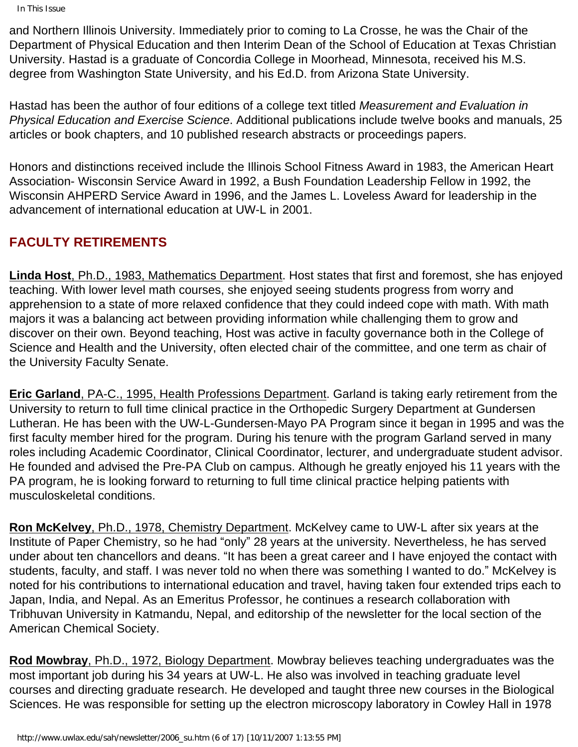and Northern Illinois University. Immediately prior to coming to La Crosse, he was the Chair of the Department of Physical Education and then Interim Dean of the School of Education at Texas Christian University. Hastad is a graduate of Concordia College in Moorhead, Minnesota, received his M.S. degree from Washington State University, and his Ed.D. from Arizona State University.

Hastad has been the author of four editions of a college text titled *Measurement and Evaluation in Physical Education and Exercise Science*. Additional publications include twelve books and manuals, 25 articles or book chapters, and 10 published research abstracts or proceedings papers.

Honors and distinctions received include the Illinois School Fitness Award in 1983, the American Heart Association- Wisconsin Service Award in 1992, a Bush Foundation Leadership Fellow in 1992, the Wisconsin AHPERD Service Award in 1996, and the James L. Loveless Award for leadership in the advancement of international education at UW-L in 2001.

## FACULTY RETIREMENTS

**Linda Host**, Ph.D., 1983, Mathematics Department. Host states that first and foremost, she has enjoyed teaching. With lower level math courses, she enjoyed seeing students progress from worry and apprehension to a state of more relaxed confidence that they could indeed cope with math. With math majors it was a balancing act between providing information while challenging them to grow and discover on their own. Beyond teaching, Host was active in faculty governance both in the College of Science and Health and the University, often elected chair of the committee, and one term as chair of the University Faculty Senate.

**Eric Garland**, PA-C., 1995, Health Professions Department. Garland is taking early retirement from the University to return to full time clinical practice in the Orthopedic Surgery Department at Gundersen Lutheran. He has been with the UW-L-Gundersen-Mayo PA Program since it began in 1995 and was the first faculty member hired for the program. During his tenure with the program Garland served in many roles including Academic Coordinator, Clinical Coordinator, lecturer, and undergraduate student advisor. He founded and advised the Pre-PA Club on campus. Although he greatly enjoyed his 11 years with the PA program, he is looking forward to returning to full time clinical practice helping patients with musculoskeletal conditions.

**Ron McKelvey**, Ph.D., 1978, Chemistry Department. McKelvey came to UW-L after six years at the Institute of Paper Chemistry, so he had "only" 28 years at the university. Nevertheless, he has served under about ten chancellors and deans. "It has been a great career and I have enjoyed the contact with students, faculty, and staff. I was never told no when there was something I wanted to do." McKelvey is noted for his contributions to international education and travel, having taken four extended trips each to Japan, India, and Nepal. As an Emeritus Professor, he continues a research collaboration with Tribhuvan University in Katmandu, Nepal, and editorship of the newsletter for the local section of the American Chemical Society.

**Rod Mowbray**, Ph.D., 1972, Biology Department. Mowbray believes teaching undergraduates was the most important job during his 34 years at UW-L. He also was involved in teaching graduate level courses and directing graduate research. He developed and taught three new courses in the Biological Sciences. He was responsible for setting up the electron microscopy laboratory in Cowley Hall in 1978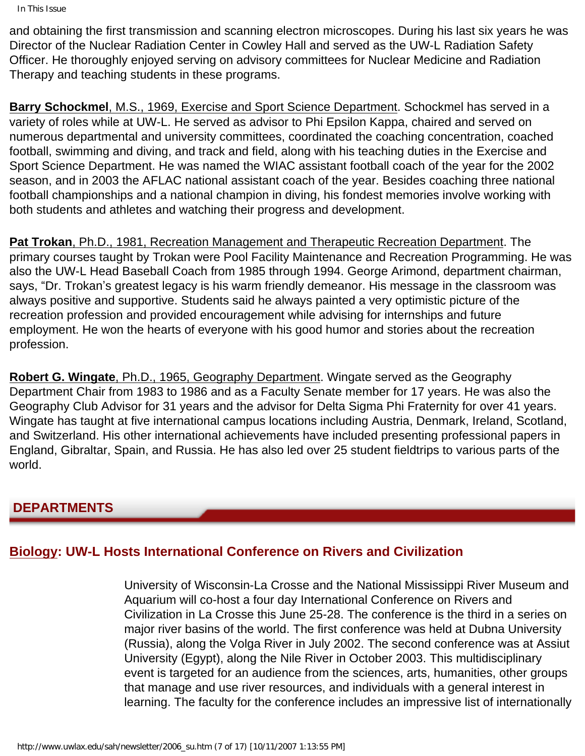and obtaining the first transmission and scanning electron microscopes. During his last six years he was Director of the Nuclear Radiation Center in Cowley Hall and served as the UW-L Radiation Safety Officer. He thoroughly enjoyed serving on advisory committees for Nuclear Medicine and Radiation Therapy and teaching students in these programs.

**Barry Schockmel**, M.S., 1969, Exercise and Sport Science Department. Schockmel has served in a variety of roles while at UW-L. He served as advisor to Phi Epsilon Kappa, chaired and served on numerous departmental and university committees, coordinated the coaching concentration, coached football, swimming and diving, and track and field, along with his teaching duties in the Exercise and Sport Science Department. He was named the WIAC assistant football coach of the year for the 2002 season, and in 2003 the AFLAC national assistant coach of the year. Besides coaching three national football championships and a national champion in diving, his fondest memories involve working with both students and athletes and watching their progress and development.

**Pat Trokan**, Ph.D., 1981, Recreation Management and Therapeutic Recreation Department. The primary courses taught by Trokan were Pool Facility Maintenance and Recreation Programming. He was also the UW-L Head Baseball Coach from 1985 through 1994. George Arimond, department chairman, says, "Dr. Trokan's greatest legacy is his warm friendly demeanor. His message in the classroom was always positive and supportive. Students said he always painted a very optimistic picture of the recreation profession and provided encouragement while advising for internships and future employment. He won the hearts of everyone with his good humor and stories about the recreation profession.

**Robert G. Wingate**, Ph.D., 1965, Geography Department. Wingate served as the Geography Department Chair from 1983 to 1986 and as a Faculty Senate member for 17 years. He was also the Geography Club Advisor for 31 years and the advisor for Delta Sigma Phi Fraternity for over 41 years. Wingate has taught at five international campus locations including Austria, Denmark, Ireland, Scotland, and Switzerland. His other international achievements have included presenting professional papers in England, Gibraltar, Spain, and Russia. He has also led over 25 student fieldtrips to various parts of the world.

## DEPARTMENTS

### Biology: UW-L Hosts International Conference on Rivers and Civilization

University of Wisconsin-La Crosse and the National Mississippi River Museum and Aquarium will co-host a four day International Conference on Rivers and Civilization in La Crosse this June 25-28. The conference is the third in a series on major river basins of the world. The first conference was held at Dubna University (Russia), along the Volga River in July 2002. The second conference was at Assiut University (Egypt), along the Nile River in October 2003. This multidisciplinary event is targeted for an audience from the sciences, arts, humanities, other groups that manage and use river resources, and individuals with a general interest in learning. The faculty for the conference includes an impressive list of internationally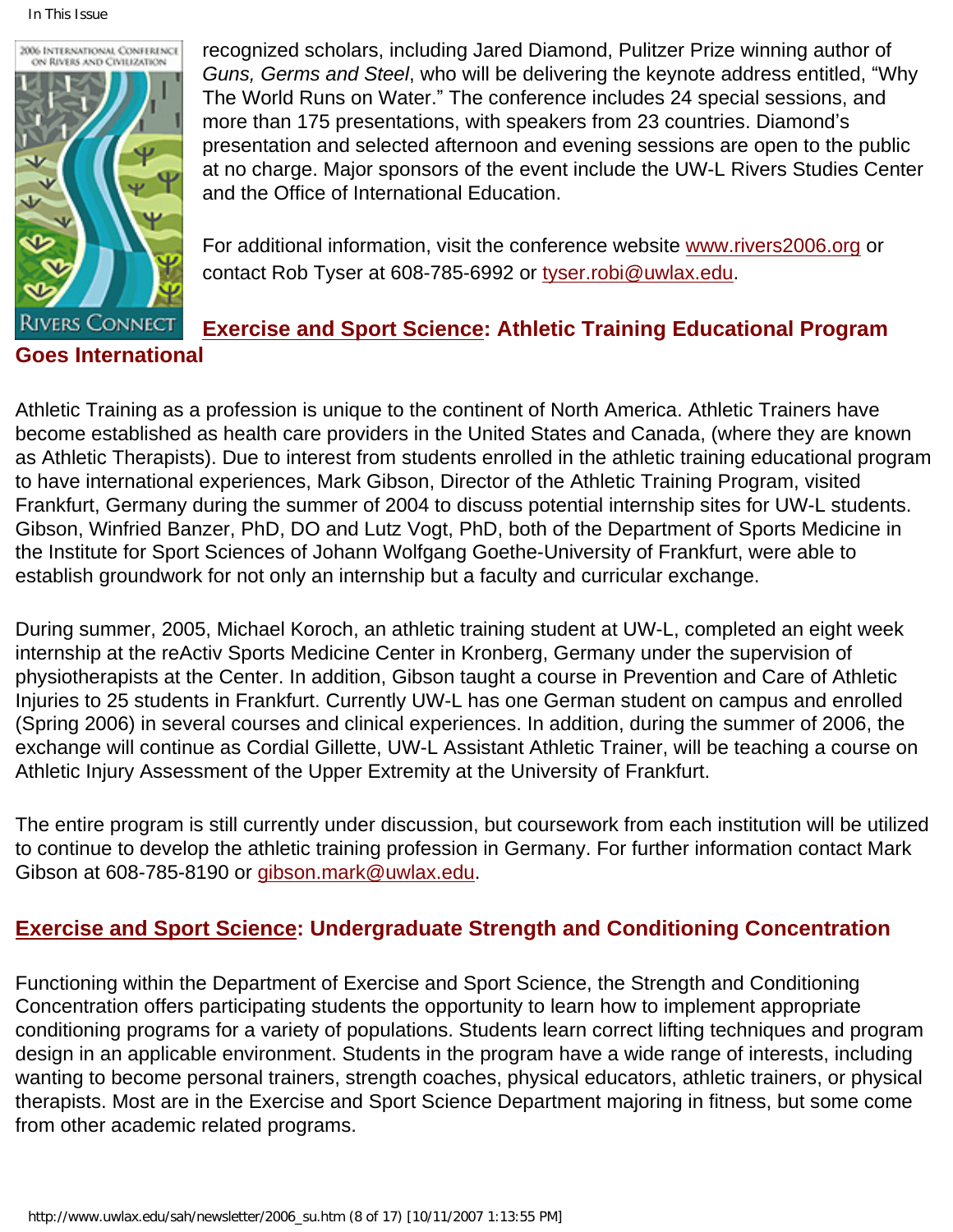recognized scholars, including Jared Diamond, Pulitzer Prize winning author of *Guns, Germs and Steel*, who will be delivering the keynote address entitled, "Why The World Runs on Water." The conference includes 24 special sessions, and more than 175 presentations, with speakers from 23 countries. Diamond's presentation and selected afternoon and evening sessions are open to the public at no charge. Major sponsors of the event include the UW-L Rivers Studies Center and the Office of International Education.

For additional information, visit the conference website www.rivers2006.org or contact Rob Tyser at 608-785-6992 or tyser.robi@uwlax.edu.

## Exercise and Sport Science: Athletic Training Educational Program Goes International

Athletic Training as a profession is unique to the continent of North America. Athletic Trainers have become established as health care providers in the United States and Canada, (where they are known as Athletic Therapists). Due to interest from students enrolled in the athletic training educational program to have international experiences, Mark Gibson, Director of the Athletic Training Program, visited Frankfurt, Germany during the summer of 2004 to discuss potential internship sites for UW-L students. Gibson, Winfried Banzer, PhD, DO and Lutz Vogt, PhD, both of the Department of Sports Medicine in the Institute for Sport Sciences of Johann Wolfgang Goethe-University of Frankfurt, were able to establish groundwork for not only an internship but a faculty and curricular exchange.

During summer, 2005, Michael Koroch, an athletic training student at UW-L, completed an eight week internship at the reActiv Sports Medicine Center in Kronberg, Germany under the supervision of physiotherapists at the Center. In addition, Gibson taught a course in Prevention and Care of Athletic Injuries to 25 students in Frankfurt. Currently UW-L has one German student on campus and enrolled (Spring 2006) in several courses and clinical experiences. In addition, during the summer of 2006, the exchange will continue as Cordial Gillette, UW-L Assistant Athletic Trainer, will be teaching a course on Athletic Injury Assessment of the Upper Extremity at the University of Frankfurt.

The entire program is still currently under discussion, but coursework from each institution will be utilized to continue to develop the athletic training profession in Germany. For further information contact Mark Gibson at 608-785-8190 or gibson.mark@uwlax.edu.

## Exercise and Sport Science: Undergraduate Strength and Conditioning Concentration

Functioning within the Department of Exercise and Sport Science, the Strength and Conditioning Concentration offers participating students the opportunity to learn how to implement appropriate conditioning programs for a variety of populations. Students learn correct lifting techniques and program design in an applicable environment. Students in the program have a wide range of interests, including wanting to become personal trainers, strength coaches, physical educators, athletic trainers, or physical therapists. Most are in the Exercise and Sport Science Department majoring in fitness, but some come from other academic related programs.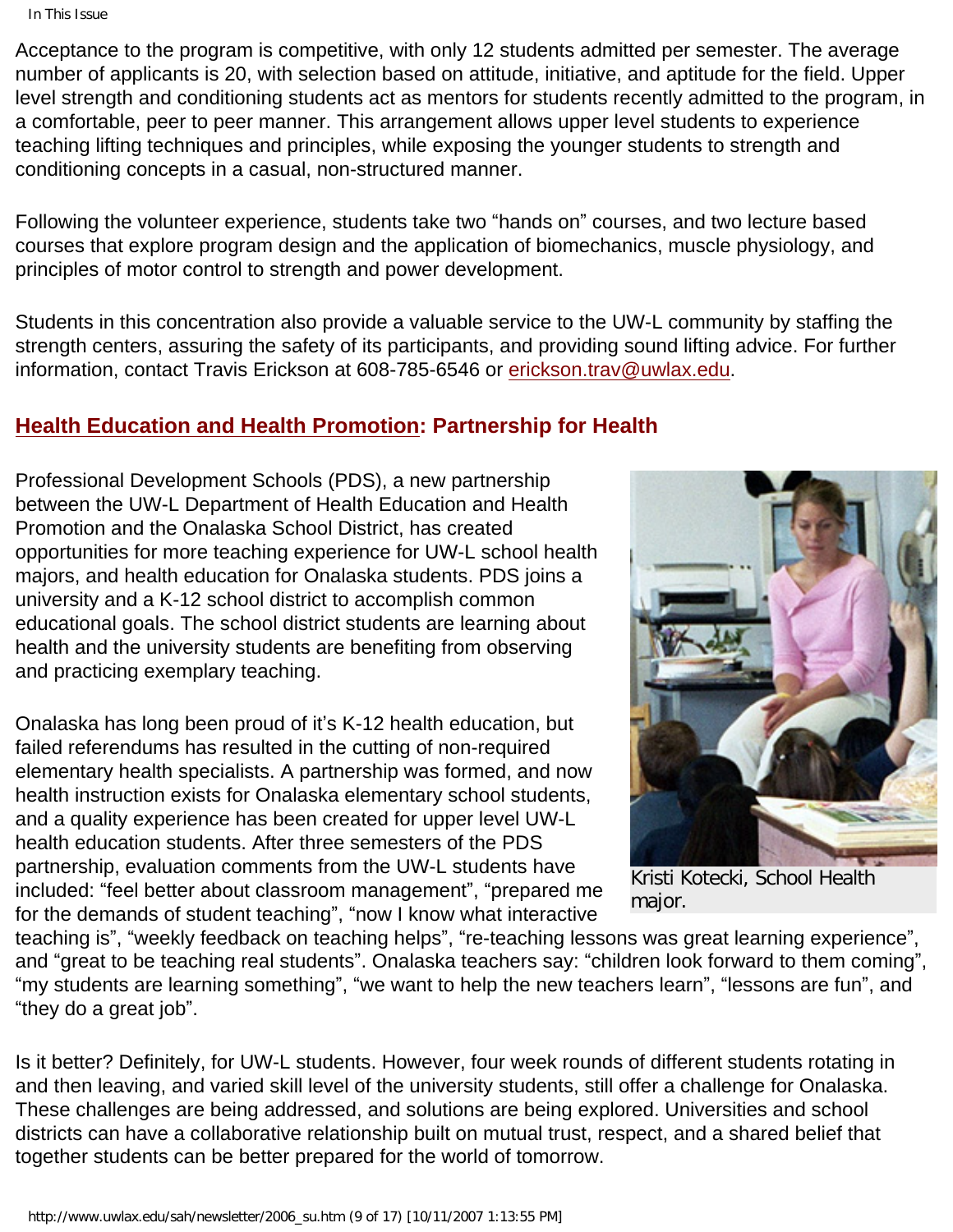Acceptance to the program is competitive, with only 12 students admitted per semester. The average number of applicants is 20, with selection based on attitude, initiative, and aptitude for the field. Upper level strength and conditioning students act as mentors for students recently admitted to the program, in a comfortable, peer to peer manner. This arrangement allows upper level students to experience teaching lifting techniques and principles, while exposing the younger students to strength and conditioning concepts in a casual, non-structured manner.

Following the volunteer experience, students take two "hands on" courses, and two lecture based courses that explore program design and the application of biomechanics, muscle physiology, and principles of motor control to strength and power development.

Students in this concentration also provide a valuable service to the UW-L community by staffing the strength centers, assuring the safety of its participants, and providing sound lifting advice. For further information, contact Travis Erickson at 608-785-6546 or erickson.trav@uwlax.edu.

## Health Education and Health Promotion: Partnership for Health

Professional Development Schools (PDS), a new partnership between the UW-L Department of Health Education and Health Promotion and the Onalaska School District, has created opportunities for more teaching experience for UW-L school health majors, and health education for Onalaska students. PDS joins a university and a K-12 school district to accomplish common educational goals. The school district students are learning about health and the university students are benefiting from observing and practicing exemplary teaching.

Kristi Kotecki, School Health major.

Onalaska has long been proud of it's K-12 health education, but failed referendums has resulted in the cutting of non-required elementary health specialists. A partnership was formed, and now health instruction exists for Onalaska elementary school students, and a quality experience has been created for upper level UW-L health education students. After three semesters of the PDS partnership, evaluation comments from the UW-L students have included: "feel better about classroom management", "prepared me for the demands of student teaching", "now I know what interactive teaching is", "weekly feedback on teaching helps", "re-teaching lessons was great learning experience", and "great to be teaching real students". Onalaska teachers say: "children look forward to them coming", "my students are learning something", "we want to help the new teachers learn", "lessons are fun", and "they do a great job".

Is it better? Definitely, for UW-L students. However, four week rounds of different students rotating in and then leaving, and varied skill level of the university students, still offer a challenge for Onalaska. These challenges are being addressed, and solutions are being explored. Universities and school districts can have a collaborative relationship built on mutual trust, respect, and a shared belief that together students can be better prepared for the world of tomorrow.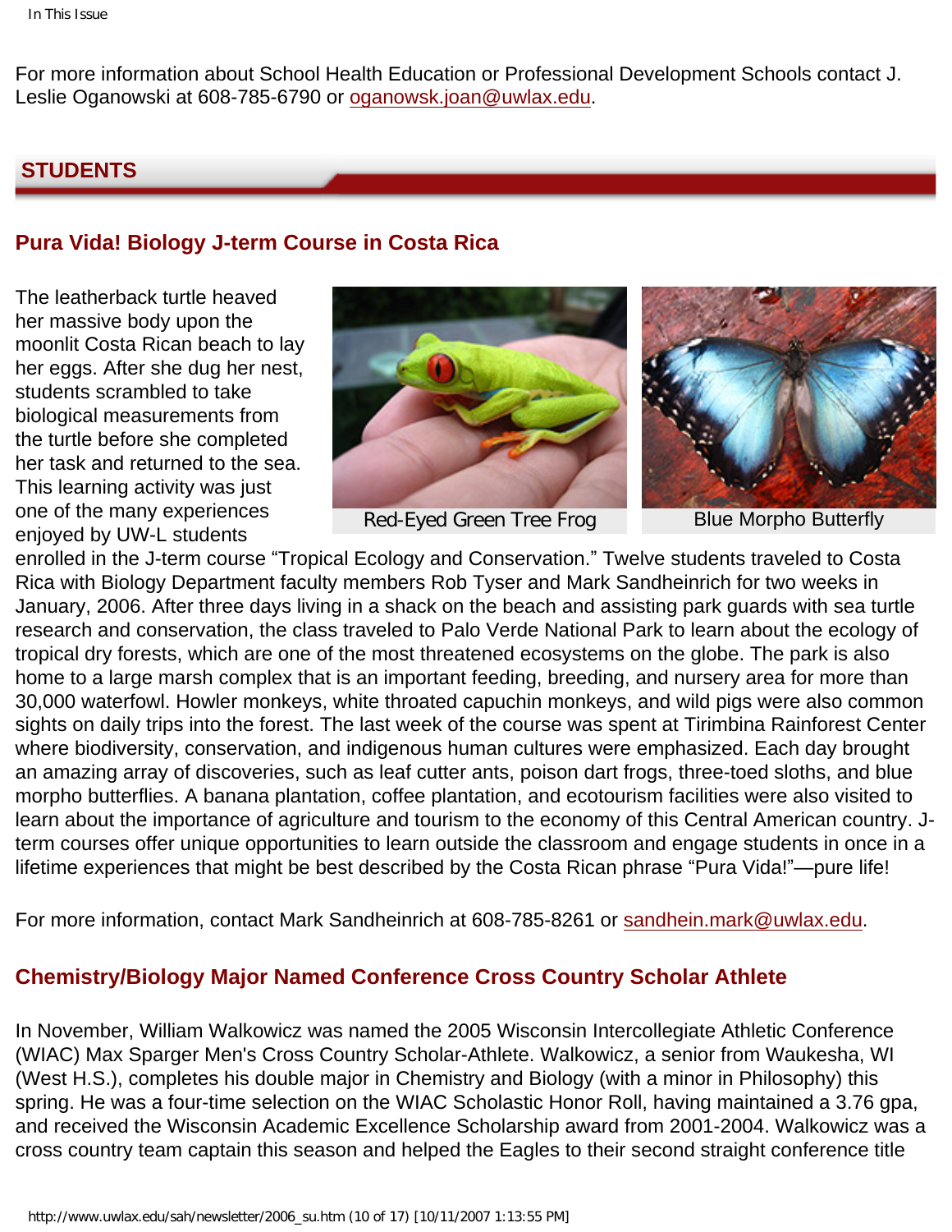For more information about School Health Education or Professional Development Schools contact J. Leslie Oganowski at 608-785-6790 or oganowsk.joan@uwlax.edu.

## STUDENTS

### Pura Vida! Biology J-term Course in Costa Rica

Red-Eyed Green Tree Frog

Blue Morpho Butterfly

The leatherback turtle heaved her massive body upon the moonlit Costa Rican beach to lay her eggs. After she dug her nest, students scrambled to take biological measurements from the turtle before she completed her task and returned to the sea. This learning activity was just one of the many experiences enjoyed by UW-L students enrolled in the J-term course "Tropical Ecology and Conservation." Twelve students traveled to Costa Rica with Biology Department faculty members Rob Tyser and Mark Sandheinrich for two weeks in January, 2006. After three days living in a shack on the beach and assisting park guards with sea turtle research and conservation, the class traveled to Palo Verde National Park to learn about the ecology of tropical dry forests, which are one of the most threatened ecosystems on the globe. The park is also home to a large marsh complex that is an important feeding, breeding, and nursery area for more than 30,000 waterfowl. Howler monkeys, white throated capuchin monkeys, and wild pigs were also common sights on daily trips into the forest. The last week of the course was spent at Tirimbina Rainforest Center where biodiversity, conservation, and indigenous human cultures were emphasized. Each day brought an amazing array of discoveries, such as leaf cutter ants, poison dart frogs, three-toed sloths, and blue morpho butterflies. A banana plantation, coffee plantation, and ecotourism facilities were also visited to learn about the importance of agriculture and tourism to the economy of this Central American country. J-term courses offer unique opportunities to learn outside the classroom and engage students in once in a lifetime experiences that might be best described by the Costa Rican phrase "Pura Vida!"—pure life!

For more information, contact Mark Sandheinrich at 608-785-8261 or sandhein.mark@uwlax.edu.

### Chemistry/Biology Major Named Conference Cross Country Scholar Athlete

In November, William Walkowicz was named the 2005 Wisconsin Intercollegiate Athletic Conference (WIAC) Max Sparger Men's Cross Country Scholar-Athlete. Walkowicz, a senior from Waukesha, WI (West H.S.), completes his double major in Chemistry and Biology (with a minor in Philosophy) this spring. He was a four-time selection on the WIAC Scholastic Honor Roll, having maintained a 3.76 gpa, and received the Wisconsin Academic Excellence Scholarship award from 2001-2004. Walkowicz was a cross country team captain this season and helped the Eagles to their second straight conference title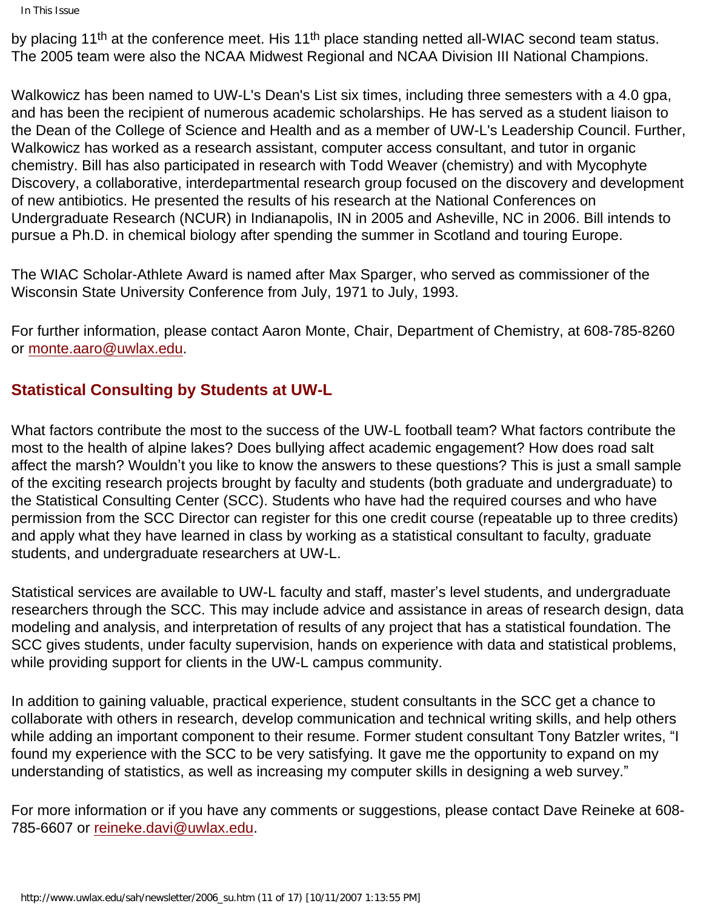by placing 11th at the conference meet. His 11th place standing netted all-WIAC second team status. The 2005 team were also the NCAA Midwest Regional and NCAA Division III National Champions.

Walkowicz has been named to UW-L's Dean's List six times, including three semesters with a 4.0 gpa, and has been the recipient of numerous academic scholarships. He has served as a student liaison to the Dean of the College of Science and Health and as a member of UW-L's Leadership Council. Further, Walkowicz has worked as a research assistant, computer access consultant, and tutor in organic chemistry. Bill has also participated in research with Todd Weaver (chemistry) and with Mycophyte Discovery, a collaborative, interdepartmental research group focused on the discovery and development of new antibiotics. He presented the results of his research at the National Conferences on Undergraduate Research (NCUR) in Indianapolis, IN in 2005 and Asheville, NC in 2006. Bill intends to pursue a Ph.D. in chemical biology after spending the summer in Scotland and touring Europe.

The WIAC Scholar-Athlete Award is named after Max Sparger, who served as commissioner of the Wisconsin State University Conference from July, 1971 to July, 1993.

For further information, please contact Aaron Monte, Chair, Department of Chemistry, at 608-785-8260 or monte.aaro@uwlax.edu.

## Statistical Consulting by Students at UW-L

What factors contribute the most to the success of the UW-L football team? What factors contribute the most to the health of alpine lakes? Does bullying affect academic engagement? How does road salt affect the marsh? Wouldn't you like to know the answers to these questions? This is just a small sample of the exciting research projects brought by faculty and students (both graduate and undergraduate) to the Statistical Consulting Center (SCC). Students who have had the required courses and who have permission from the SCC Director can register for this one credit course (repeatable up to three credits) and apply what they have learned in class by working as a statistical consultant to faculty, graduate students, and undergraduate researchers at UW-L.

Statistical services are available to UW-L faculty and staff, master's level students, and undergraduate researchers through the SCC. This may include advice and assistance in areas of research design, data modeling and analysis, and interpretation of results of any project that has a statistical foundation. The SCC gives students, under faculty supervision, hands on experience with data and statistical problems, while providing support for clients in the UW-L campus community.

In addition to gaining valuable, practical experience, student consultants in the SCC get a chance to collaborate with others in research, develop communication and technical writing skills, and help others while adding an important component to their resume. Former student consultant Tony Batzler writes, "I found my experience with the SCC to be very satisfying. It gave me the opportunity to expand on my understanding of statistics, as well as increasing my computer skills in designing a web survey."

For more information or if you have any comments or suggestions, please contact Dave Reineke at 608-785-6607 or reineke.davi@uwlax.edu.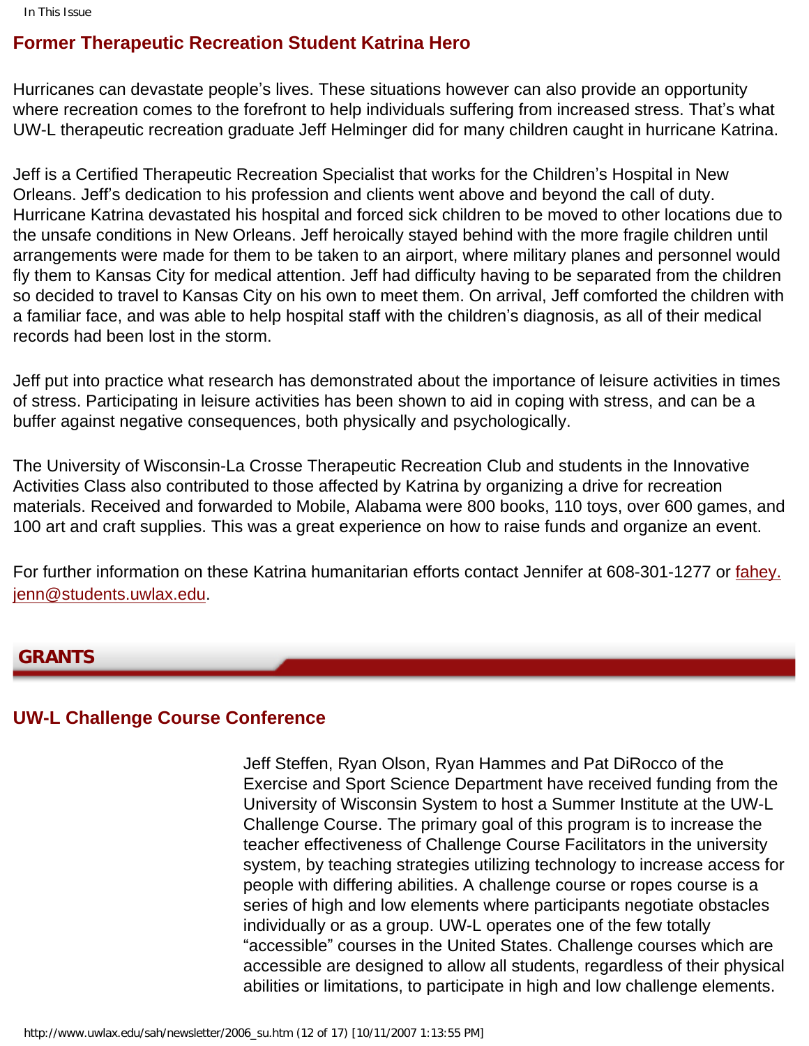## Former Therapeutic Recreation Student Katrina Hero

Hurricanes can devastate people's lives. These situations however can also provide an opportunity where recreation comes to the forefront to help individuals suffering from increased stress. That's what UW-L therapeutic recreation graduate Jeff Helminger did for many children caught in hurricane Katrina.

Jeff is a Certified Therapeutic Recreation Specialist that works for the Children's Hospital in New Orleans. Jeff's dedication to his profession and clients went above and beyond the call of duty. Hurricane Katrina devastated his hospital and forced sick children to be moved to other locations due to the unsafe conditions in New Orleans. Jeff heroically stayed behind with the more fragile children until arrangements were made for them to be taken to an airport, where military planes and personnel would fly them to Kansas City for medical attention. Jeff had difficulty having to be separated from the children so decided to travel to Kansas City on his own to meet them. On arrival, Jeff comforted the children with a familiar face, and was able to help hospital staff with the children's diagnosis, as all of their medical records had been lost in the storm.

Jeff put into practice what research has demonstrated about the importance of leisure activities in times of stress. Participating in leisure activities has been shown to aid in coping with stress, and can be a buffer against negative consequences, both physically and psychologically.

The University of Wisconsin-La Crosse Therapeutic Recreation Club and students in the Innovative Activities Class also contributed to those affected by Katrina by organizing a drive for recreation materials. Received and forwarded to Mobile, Alabama were 800 books, 110 toys, over 600 games, and 100 art and craft supplies. This was a great experience on how to raise funds and organize an event.

For further information on these Katrina humanitarian efforts contact Jennifer at 608-301-1277 or fahey.jenn@students.uwlax.edu.

# GRANTS

## UW-L Challenge Course Conference

Jeff Steffen, Ryan Olson, Ryan Hammes and Pat DiRocco of the Exercise and Sport Science Department have received funding from the University of Wisconsin System to host a Summer Institute at the UW-L Challenge Course. The primary goal of this program is to increase the teacher effectiveness of Challenge Course Facilitators in the university system, by teaching strategies utilizing technology to increase access for people with differing abilities. A challenge course or ropes course is a series of high and low elements where participants negotiate obstacles individually or as a group. UW-L operates one of the few totally "accessible" courses in the United States. Challenge courses which are accessible are designed to allow all students, regardless of their physical abilities or limitations, to participate in high and low challenge elements.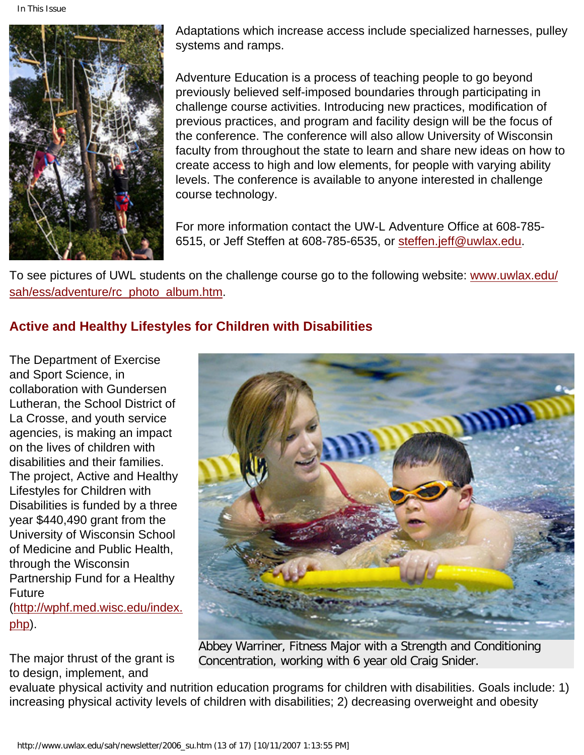Adaptations which increase access include specialized harnesses, pulley systems and ramps.

Adventure Education is a process of teaching people to go beyond previously believed self-imposed boundaries through participating in challenge course activities. Introducing new practices, modification of previous practices, and program and facility design will be the focus of the conference. The conference will also allow University of Wisconsin faculty from throughout the state to learn and share new ideas on how to create access to high and low elements, for people with varying ability levels. The conference is available to anyone interested in challenge course technology.

For more information contact the UW-L Adventure Office at 608-785-6515, or Jeff Steffen at 608-785-6535, or steffen.jeff@uwlax.edu.

To see pictures of UWL students on the challenge course go to the following website: www.uwlax.edu/sah/ess/adventure/rc_photo_album.htm.

## Active and Healthy Lifestyles for Children with Disabilities

The Department of Exercise and Sport Science, in collaboration with Gundersen Lutheran, the School District of La Crosse, and youth service agencies, is making an impact on the lives of children with disabilities and their families. The project, Active and Healthy Lifestyles for Children with Disabilities is funded by a three year $440,490 grant from the University of Wisconsin School of Medicine and Public Health, through the Wisconsin Partnership Fund for a Healthy Future (http://wphf.med.wisc.edu/index.php).

Abbey Warriner, Fitness Major with a Strength and Conditioning Concentration, working with 6 year old Craig Snider.

The major thrust of the grant is to design, implement, and evaluate physical activity and nutrition education programs for children with disabilities. Goals include: 1) increasing physical activity levels of children with disabilities; 2) decreasing overweight and obesity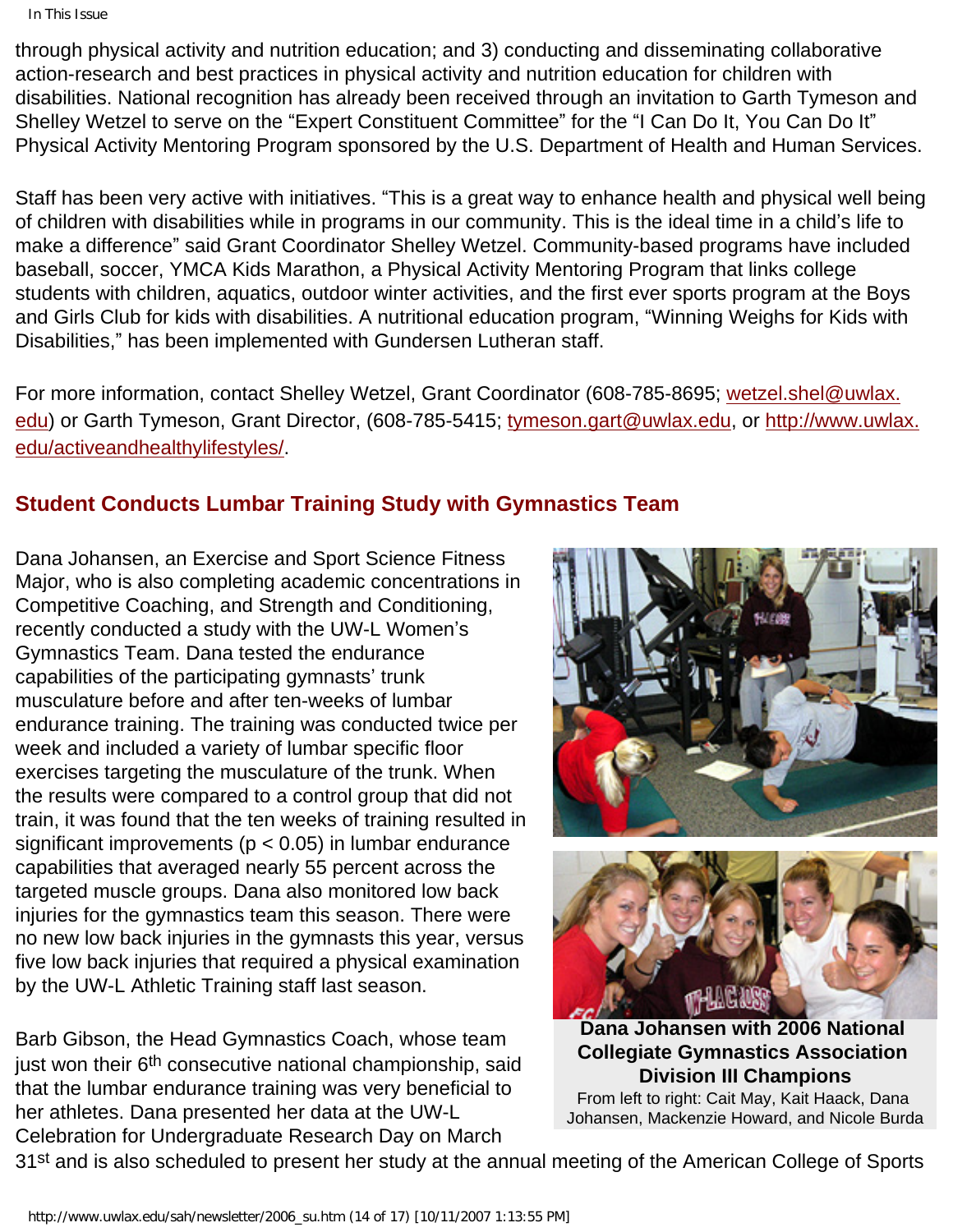through physical activity and nutrition education; and 3) conducting and disseminating collaborative action-research and best practices in physical activity and nutrition education for children with disabilities. National recognition has already been received through an invitation to Garth Tymeson and Shelley Wetzel to serve on the "Expert Constituent Committee" for the "I Can Do It, You Can Do It" Physical Activity Mentoring Program sponsored by the U.S. Department of Health and Human Services.

Staff has been very active with initiatives. "This is a great way to enhance health and physical well being of children with disabilities while in programs in our community. This is the ideal time in a child's life to make a difference" said Grant Coordinator Shelley Wetzel. Community-based programs have included baseball, soccer, YMCA Kids Marathon, a Physical Activity Mentoring Program that links college students with children, aquatics, outdoor winter activities, and the first ever sports program at the Boys and Girls Club for kids with disabilities. A nutritional education program, "Winning Weighs for Kids with Disabilities," has been implemented with Gundersen Lutheran staff.

For more information, contact Shelley Wetzel, Grant Coordinator (608-785-8695; wetzel.shel@uwlax.edu) or Garth Tymeson, Grant Director, (608-785-5415; tymeson.gart@uwlax.edu, or http://www.uwlax.edu/activeandhealthylifestyles/.

## Student Conducts Lumbar Training Study with Gymnastics Team

Dana Johansen, an Exercise and Sport Science Fitness Major, who is also completing academic concentrations in Competitive Coaching, and Strength and Conditioning, recently conducted a study with the UW-L Women's Gymnastics Team. Dana tested the endurance capabilities of the participating gymnasts' trunk musculature before and after ten-weeks of lumbar endurance training. The training was conducted twice per week and included a variety of lumbar specific floor exercises targeting the musculature of the trunk. When the results were compared to a control group that did not train, it was found that the ten weeks of training resulted in significant improvements ($p < 0.05$) in lumbar endurance capabilities that averaged nearly 55 percent across the targeted muscle groups. Dana also monitored low back injuries for the gymnastics team this season. There were no new low back injuries in the gymnasts this year, versus five low back injuries that required a physical examination by the UW-L Athletic Training staff last season.

**Dana Johansen with 2006 National Collegiate Gymnastics Association Division III Champions**
From left to right: Cait May, Kait Haack, Dana Johansen, Mackenzie Howard, and Nicole Burda

Barb Gibson, the Head Gymnastics Coach, whose team just won their 6th consecutive national championship, said that the lumbar endurance training was very beneficial to her athletes. Dana presented her data at the UW-L Celebration for Undergraduate Research Day on March 31st and is also scheduled to present her study at the annual meeting of the American College of Sports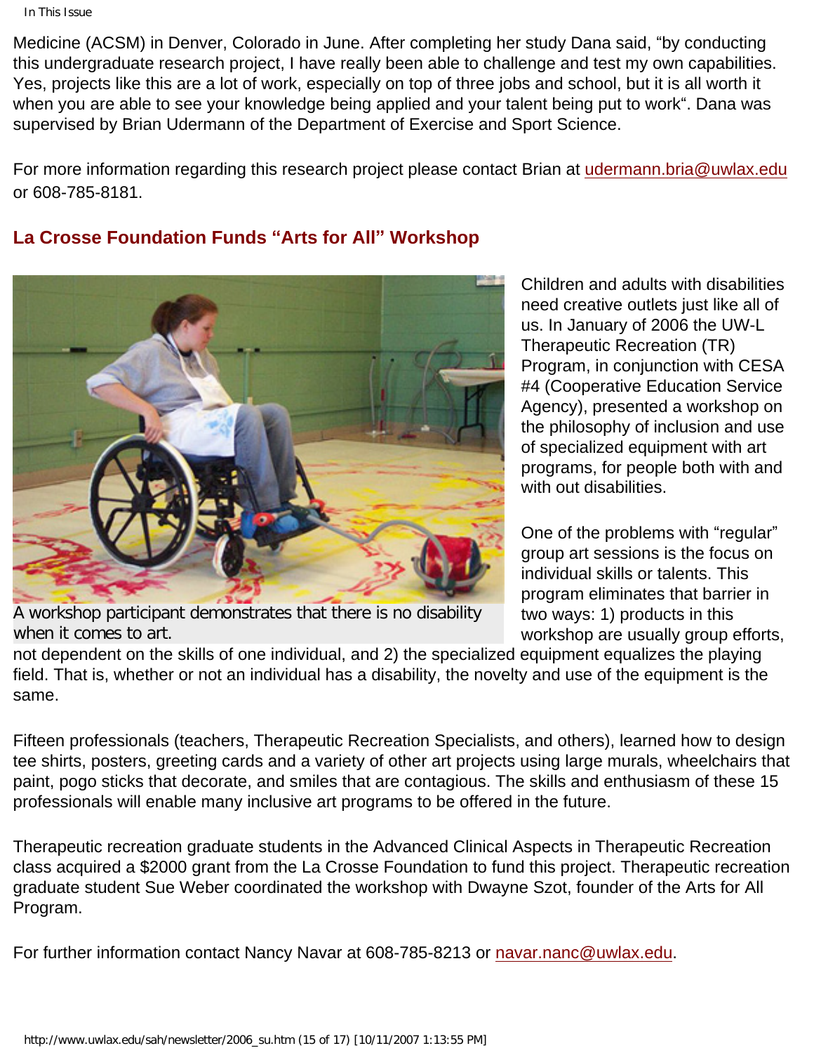Medicine (ACSM) in Denver, Colorado in June. After completing her study Dana said, "by conducting this undergraduate research project, I have really been able to challenge and test my own capabilities. Yes, projects like this are a lot of work, especially on top of three jobs and school, but it is all worth it when you are able to see your knowledge being applied and your talent being put to work". Dana was supervised by Brian Udermann of the Department of Exercise and Sport Science.

For more information regarding this research project please contact Brian at udermann.bria@uwlax.edu or 608-785-8181.

## La Crosse Foundation Funds "Arts for All" Workshop

A workshop participant demonstrates that there is no disability when it comes to art.

Children and adults with disabilities need creative outlets just like all of us. In January of 2006 the UW-L Therapeutic Recreation (TR) Program, in conjunction with CESA #4 (Cooperative Education Service Agency), presented a workshop on the philosophy of inclusion and use of specialized equipment with art programs, for people both with and with out disabilities.

One of the problems with "regular" group art sessions is the focus on individual skills or talents. This program eliminates that barrier in two ways: 1) products in this workshop are usually group efforts, not dependent on the skills of one individual, and 2) the specialized equipment equalizes the playing field. That is, whether or not an individual has a disability, the novelty and use of the equipment is the same.

Fifteen professionals (teachers, Therapeutic Recreation Specialists, and others), learned how to design tee shirts, posters, greeting cards and a variety of other art projects using large murals, wheelchairs that paint, pogo sticks that decorate, and smiles that are contagious. The skills and enthusiasm of these 15 professionals will enable many inclusive art programs to be offered in the future.

Therapeutic recreation graduate students in the Advanced Clinical Aspects in Therapeutic Recreation class acquired a $2000 grant from the La Crosse Foundation to fund this project. Therapeutic recreation graduate student Sue Weber coordinated the workshop with Dwayne Szot, founder of the Arts for All Program.

For further information contact Nancy Navar at 608-785-8213 or navar.nanc@uwlax.edu.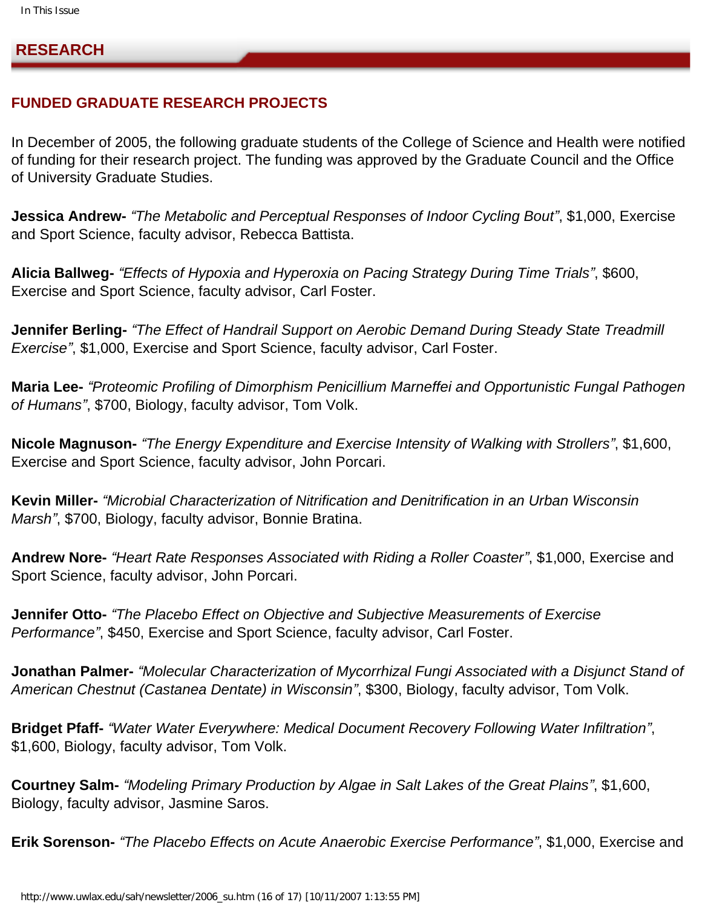## RESEARCH

### FUNDED GRADUATE RESEARCH PROJECTS

In December of 2005, the following graduate students of the College of Science and Health were notified of funding for their research project. The funding was approved by the Graduate Council and the Office of University Graduate Studies.

**Jessica Andrew-** *"The Metabolic and Perceptual Responses of Indoor Cycling Bout"*, $1,000, Exercise and Sport Science, faculty advisor, Rebecca Battista.

**Alicia Ballweg-** *"Effects of Hypoxia and Hyperoxia on Pacing Strategy During Time Trials"*, $600, Exercise and Sport Science, faculty advisor, Carl Foster.

**Jennifer Berling-** *"The Effect of Handrail Support on Aerobic Demand During Steady State Treadmill Exercise"*, $1,000, Exercise and Sport Science, faculty advisor, Carl Foster.

**Maria Lee-** *"Proteomic Profiling of Dimorphism Penicillium Marneffei and Opportunistic Fungal Pathogen of Humans"*, $700, Biology, faculty advisor, Tom Volk.

**Nicole Magnuson-** *"The Energy Expenditure and Exercise Intensity of Walking with Strollers"*, $1,600, Exercise and Sport Science, faculty advisor, John Porcari.

**Kevin Miller-** *"Microbial Characterization of Nitrification and Denitrification in an Urban Wisconsin Marsh"*, $700, Biology, faculty advisor, Bonnie Bratina.

**Andrew Nore-** *"Heart Rate Responses Associated with Riding a Roller Coaster"*, $1,000, Exercise and Sport Science, faculty advisor, John Porcari.

**Jennifer Otto-** *"The Placebo Effect on Objective and Subjective Measurements of Exercise Performance"*, $450, Exercise and Sport Science, faculty advisor, Carl Foster.

**Jonathan Palmer-** *"Molecular Characterization of Mycorrhizal Fungi Associated with a Disjunct Stand of American Chestnut (Castanea Dentate) in Wisconsin"*, $300, Biology, faculty advisor, Tom Volk.

**Bridget Pfaff-** *"Water Water Everywhere: Medical Document Recovery Following Water Infiltration"*, $1,600, Biology, faculty advisor, Tom Volk.

**Courtney Salm-** *"Modeling Primary Production by Algae in Salt Lakes of the Great Plains"*, $1,600, Biology, faculty advisor, Jasmine Saros.

**Erik Sorenson-** *"The Placebo Effects on Acute Anaerobic Exercise Performance"*, $1,000, Exercise and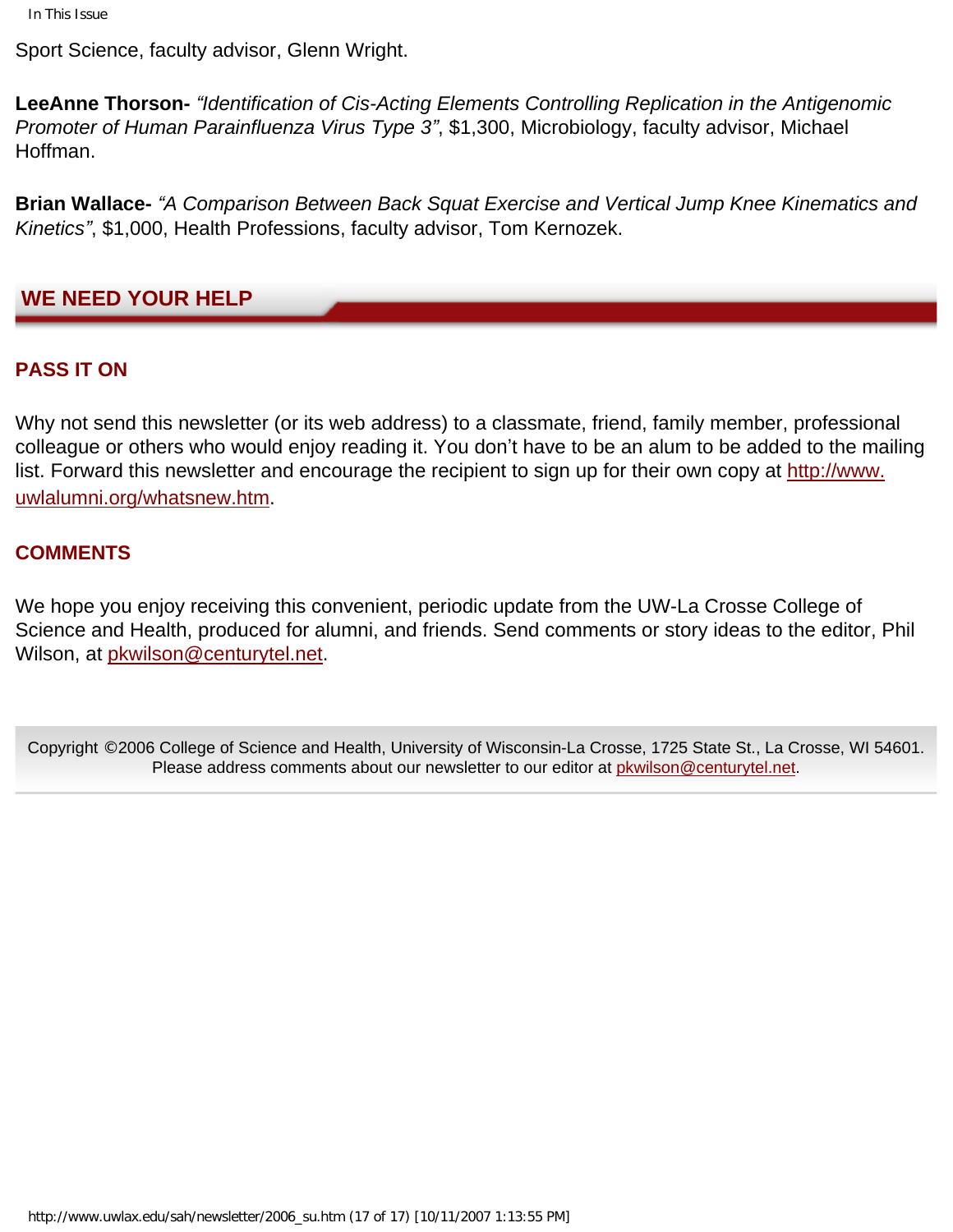Sport Science, faculty advisor, Glenn Wright.

**LeeAnne Thorson-** *"Identification of Cis-Acting Elements Controlling Replication in the Antigenomic Promoter of Human Parainfluenza Virus Type 3"*, $1,300, Microbiology, faculty advisor, Michael Hoffman.

**Brian Wallace-** *"A Comparison Between Back Squat Exercise and Vertical Jump Knee Kinematics and Kinetics"*, $1,000, Health Professions, faculty advisor, Tom Kernozek.

## WE NEED YOUR HELP

### PASS IT ON

Why not send this newsletter (or its web address) to a classmate, friend, family member, professional colleague or others who would enjoy reading it. You don't have to be an alum to be added to the mailing list. Forward this newsletter and encourage the recipient to sign up for their own copy at http://www.uwlalumni.org/whatsnew.htm.

### COMMENTS

We hope you enjoy receiving this convenient, periodic update from the UW-La Crosse College of Science and Health, produced for alumni, and friends. Send comments or story ideas to the editor, Phil Wilson, at pkwilson@centurytel.net.

Copyright ©2006 College of Science and Health, University of Wisconsin-La Crosse, 1725 State St., La Crosse, WI 54601. Please address comments about our newsletter to our editor at pkwilson@centurytel.net.